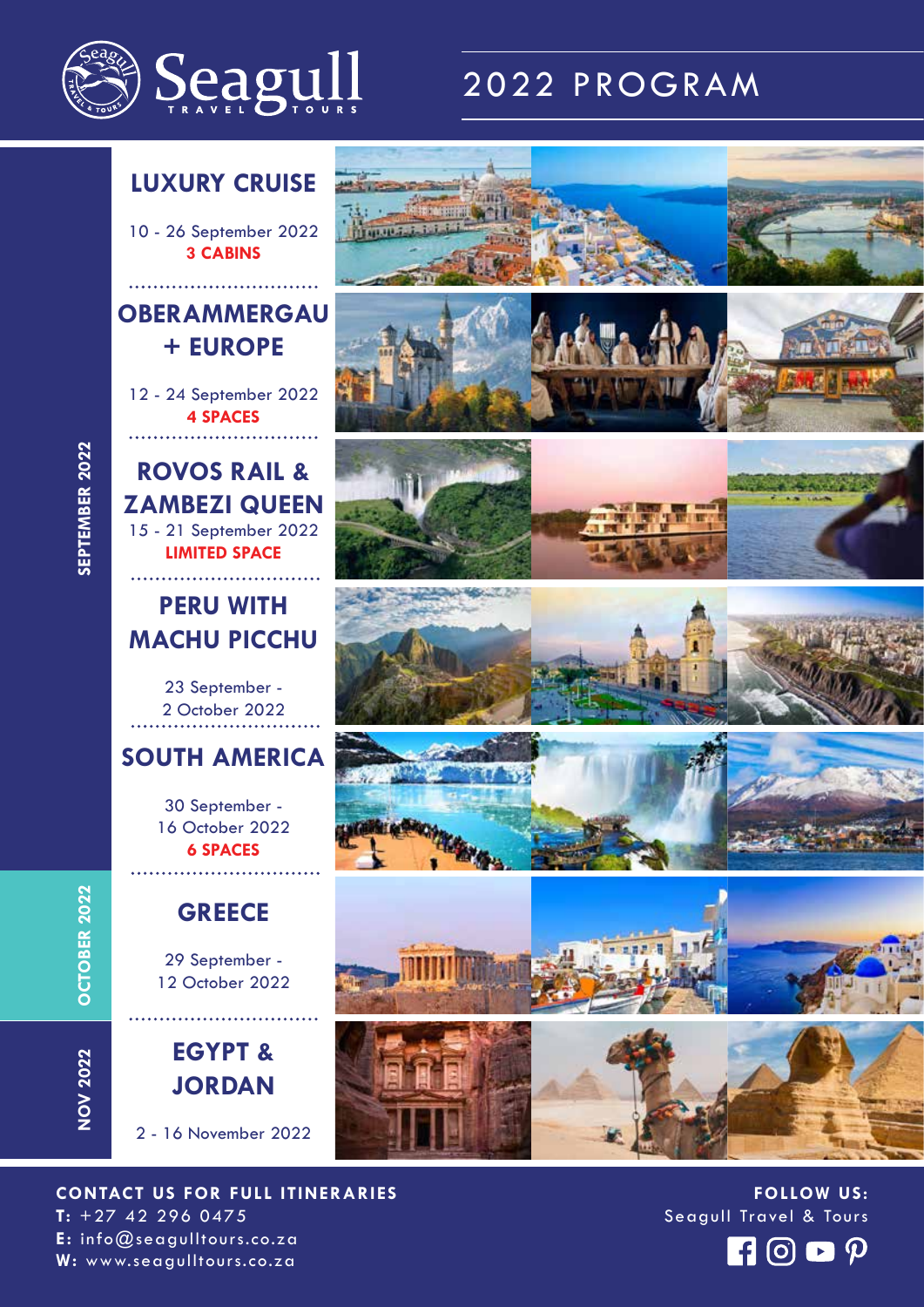# Seagull Travel & Tours

## 2022 PROGRAM

### SEPTEMBER 2022

## LUXURY CRUISE

10 - 26 September 2022
**3 CABINS**

## OBERAMMERGAU + EUROPE

12 - 24 September 2022
**4 SPACES**

## ROVOS RAIL & ZAMBEZI QUEEN

15 - 21 September 2022
**LIMITED SPACE**

## PERU WITH MACHU PICCHU

23 September - 2 October 2022

## SOUTH AMERICA

30 September - 16 October 2022
**6 SPACES**

### OCTOBER 2022

## GREECE

29 September - 12 October 2022

### NOV 2022

## EGYPT & JORDAN

2 - 16 November 2022

**CONTACT US FOR FULL ITINERARIES**

**T:** +27 42 296 0475
**E:** info@seagulltours.co.za
**W:** www.seagulltours.co.za

**FOLLOW US:**
Seagull Travel & Tours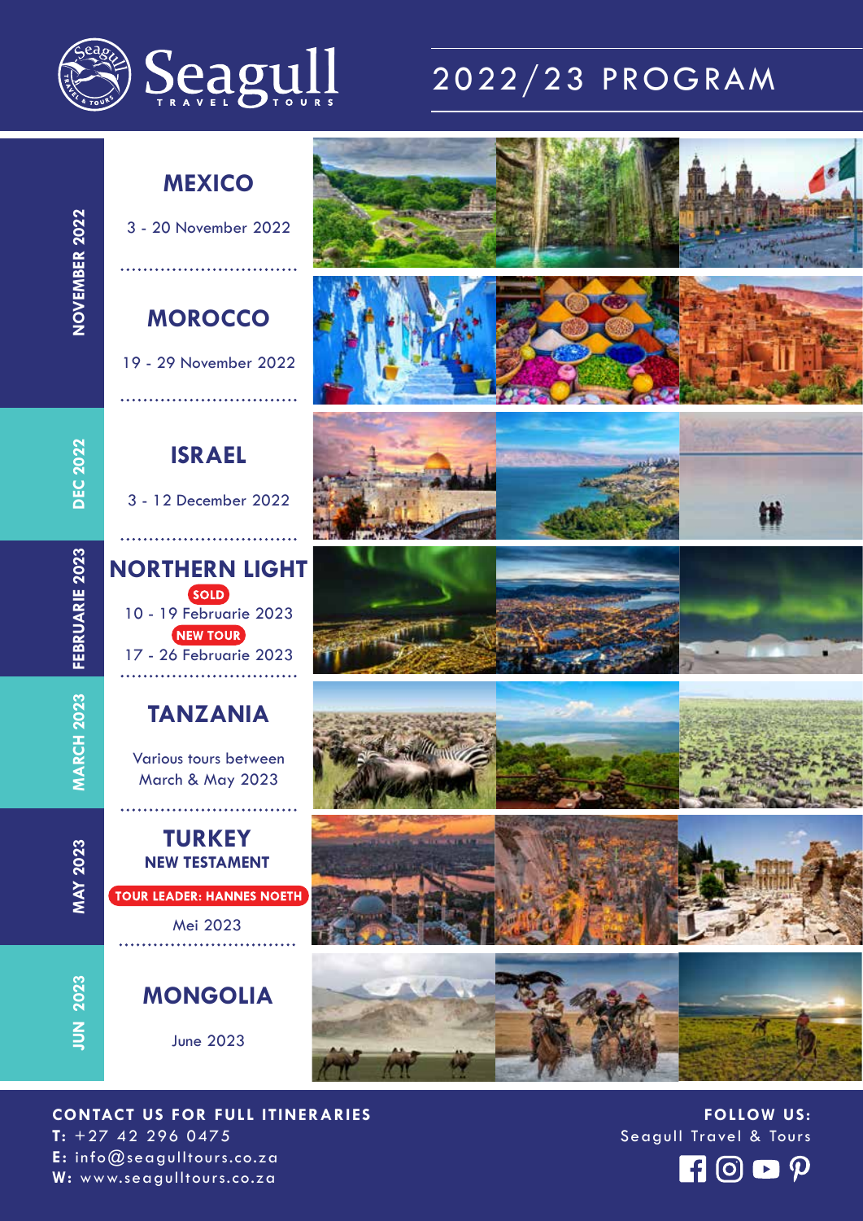# Seagull Travel & Tours

## 2022/23 PROGRAM

**NOVEMBER 2022**

### MEXICO

3 - 20 November 2022

### MOROCCO

19 - 29 November 2022

**DEC 2022**

### ISRAEL

3 - 12 December 2022

**FEBRUARIE 2023**

### NORTHERN LIGHT

**SOLD**

10 - 19 Februarie 2023

**NEW TOUR**

17 - 26 Februarie 2023

**MARCH 2023**

### TANZANIA

Various tours between March & May 2023

**MAY 2023**

### TURKEY

**NEW TESTAMENT**

**TOUR LEADER: HANNES NOETH**

Mei 2023

**JUN 2023**

### MONGOLIA

June 2023

---

**CONTACT US FOR FULL ITINERARIES**

**T:** +27 42 296 0475

**E:** info@seagulltours.co.za

**W:** www.seagulltours.co.za

**FOLLOW US:**

Seagull Travel & Tours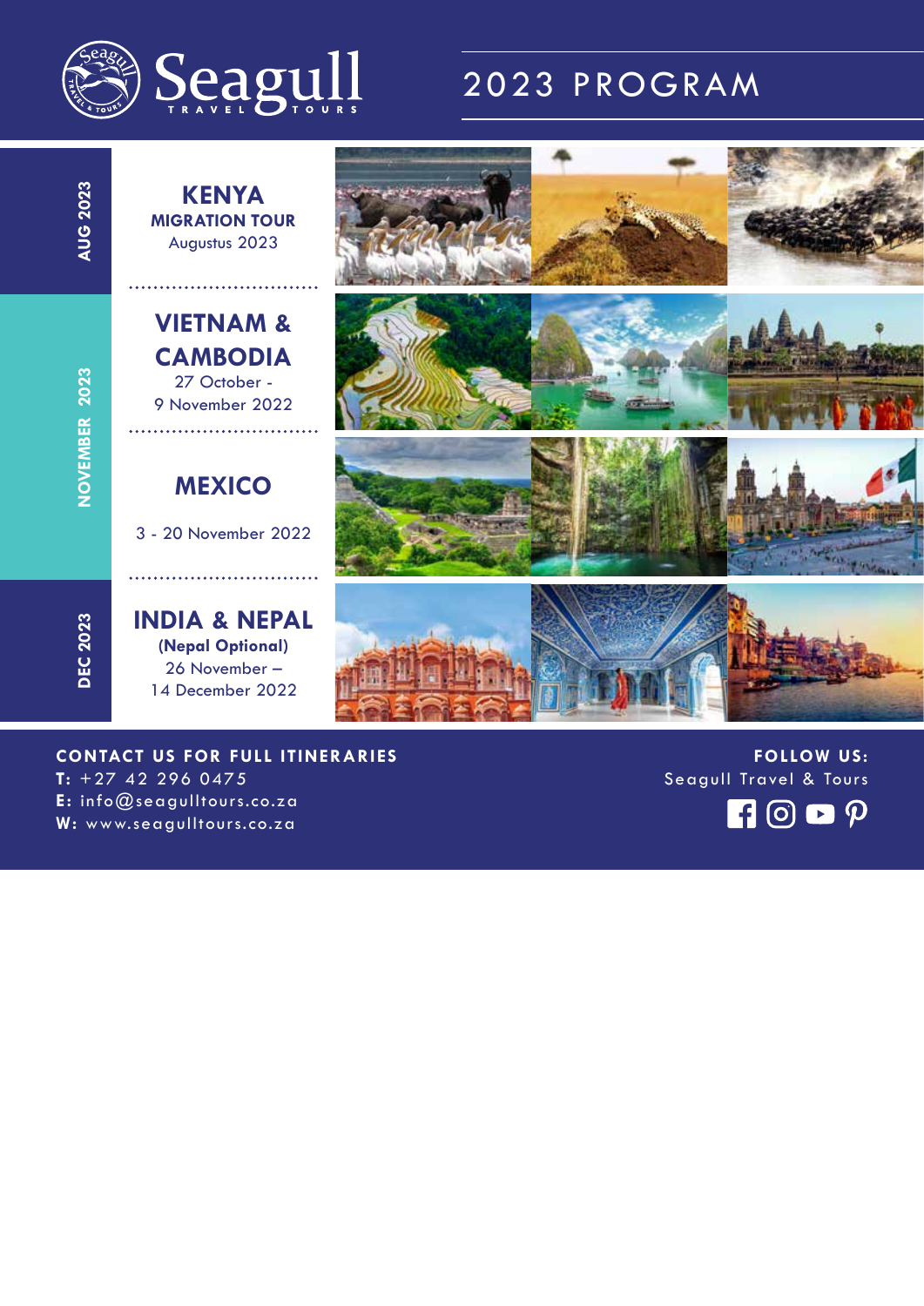Seagull TRAVEL TOURS

# 2023 PROGRAM

AUG 2023

## KENYA
**MIGRATION TOUR**
Augustus 2023

NOVEMBER 2023

## VIETNAM & CAMBODIA
27 October - 9 November 2022

## MEXICO
3 - 20 November 2022

DEC 2023

## INDIA & NEPAL
**(Nepal Optional)**
26 November – 14 December 2022

**CONTACT US FOR FULL ITINERARIES**
**T:** +27 42 296 0475
**E:** info@seagulltours.co.za
**W:** www.seagulltours.co.za

**FOLLOW US:**
Seagull Travel & Tours